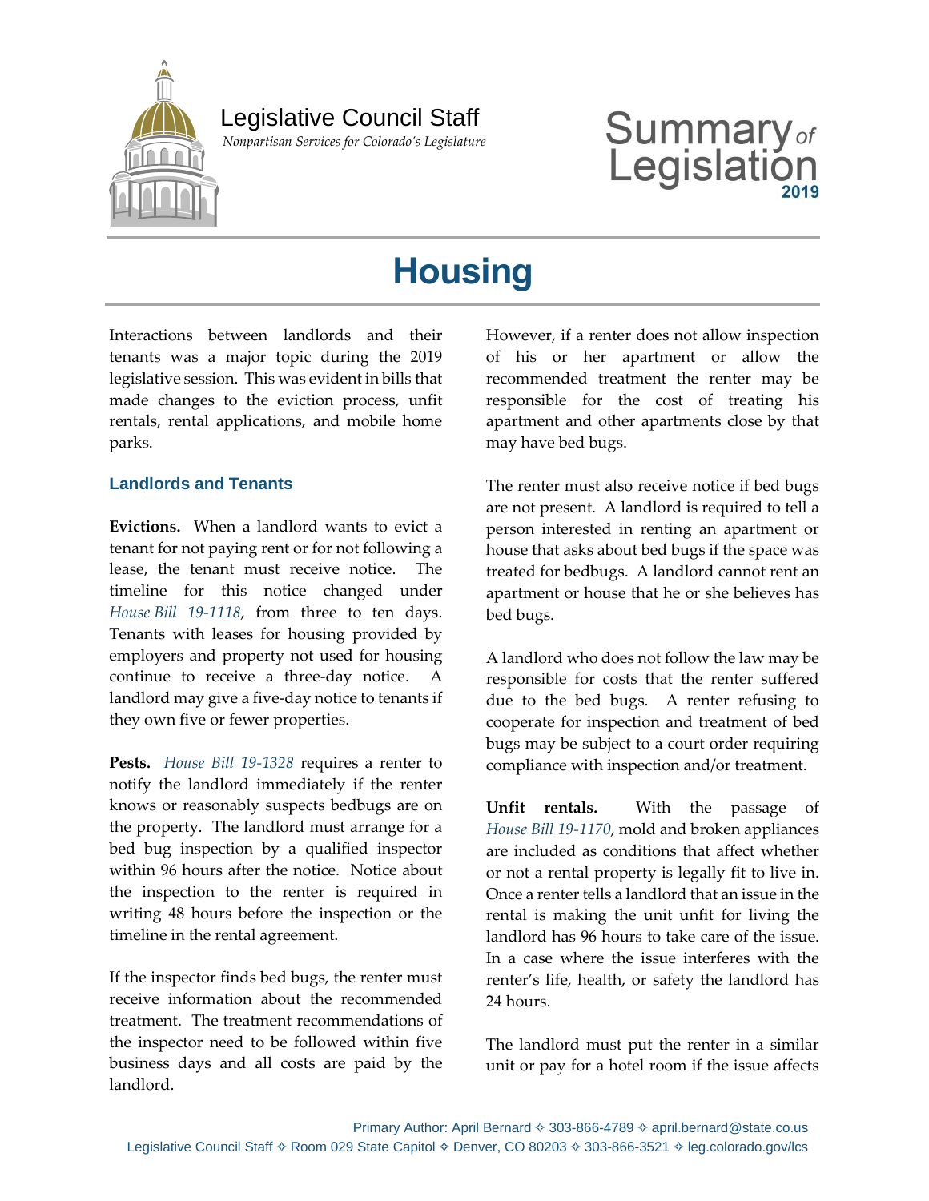Legislative Council Staff

*Nonpartisan Services for Colorado's Legislature*

Summary of Legislation 2019

# Housing

Interactions between landlords and their tenants was a major topic during the 2019 legislative session. This was evident in bills that made changes to the eviction process, unfit rentals, rental applications, and mobile home parks.

## Landlords and Tenants

**Evictions.** When a landlord wants to evict a tenant for not paying rent or for not following a lease, the tenant must receive notice. The timeline for this notice changed under *House Bill 19-1118*, from three to ten days. Tenants with leases for housing provided by employers and property not used for housing continue to receive a three-day notice. A landlord may give a five-day notice to tenants if they own five or fewer properties.

**Pests.** *House Bill 19-1328* requires a renter to notify the landlord immediately if the renter knows or reasonably suspects bedbugs are on the property. The landlord must arrange for a bed bug inspection by a qualified inspector within 96 hours after the notice. Notice about the inspection to the renter is required in writing 48 hours before the inspection or the timeline in the rental agreement.

If the inspector finds bed bugs, the renter must receive information about the recommended treatment. The treatment recommendations of the inspector need to be followed within five business days and all costs are paid by the landlord.

However, if a renter does not allow inspection of his or her apartment or allow the recommended treatment the renter may be responsible for the cost of treating his apartment and other apartments close by that may have bed bugs.

The renter must also receive notice if bed bugs are not present. A landlord is required to tell a person interested in renting an apartment or house that asks about bed bugs if the space was treated for bedbugs. A landlord cannot rent an apartment or house that he or she believes has bed bugs.

A landlord who does not follow the law may be responsible for costs that the renter suffered due to the bed bugs. A renter refusing to cooperate for inspection and treatment of bed bugs may be subject to a court order requiring compliance with inspection and/or treatment.

**Unfit rentals.** With the passage of *House Bill 19-1170*, mold and broken appliances are included as conditions that affect whether or not a rental property is legally fit to live in. Once a renter tells a landlord that an issue in the rental is making the unit unfit for living the landlord has 96 hours to take care of the issue. In a case where the issue interferes with the renter's life, health, or safety the landlord has 24 hours.

The landlord must put the renter in a similar unit or pay for a hotel room if the issue affects

Primary Author: April Bernard ✧ 303-866-4789 ✧ april.bernard@state.co.us
Legislative Council Staff ✧ Room 029 State Capitol ✧ Denver, CO 80203 ✧ 303-866-3521 ✧ leg.colorado.gov/lcs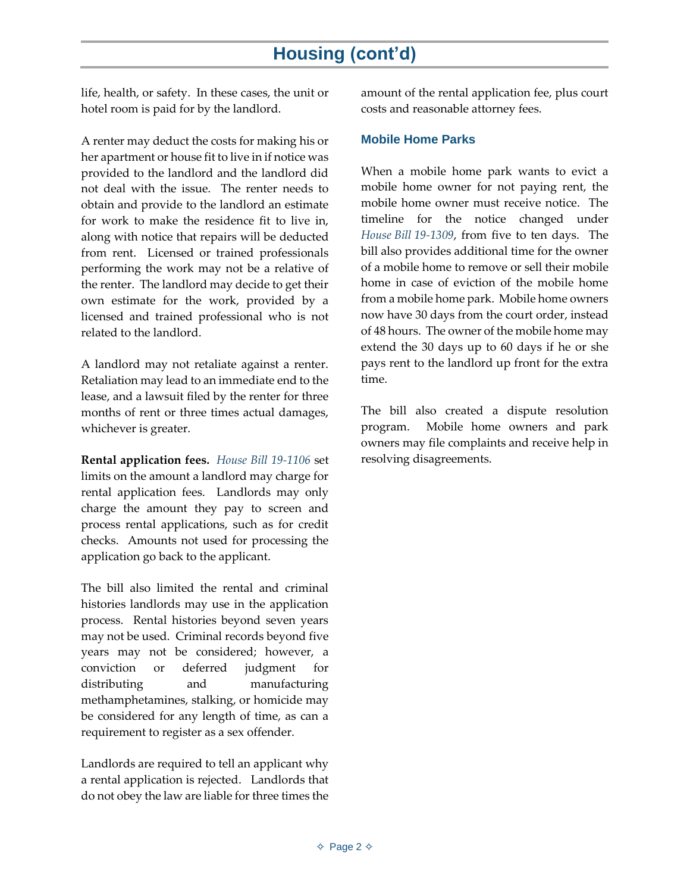# Housing (cont'd)

life, health, or safety. In these cases, the unit or hotel room is paid for by the landlord.

A renter may deduct the costs for making his or her apartment or house fit to live in if notice was provided to the landlord and the landlord did not deal with the issue. The renter needs to obtain and provide to the landlord an estimate for work to make the residence fit to live in, along with notice that repairs will be deducted from rent. Licensed or trained professionals performing the work may not be a relative of the renter. The landlord may decide to get their own estimate for the work, provided by a licensed and trained professional who is not related to the landlord.

A landlord may not retaliate against a renter. Retaliation may lead to an immediate end to the lease, and a lawsuit filed by the renter for three months of rent or three times actual damages, whichever is greater.

**Rental application fees.** *House Bill 19-1106* set limits on the amount a landlord may charge for rental application fees. Landlords may only charge the amount they pay to screen and process rental applications, such as for credit checks. Amounts not used for processing the application go back to the applicant.

The bill also limited the rental and criminal histories landlords may use in the application process. Rental histories beyond seven years may not be used. Criminal records beyond five years may not be considered; however, a conviction or deferred judgment for distributing and manufacturing methamphetamines, stalking, or homicide may be considered for any length of time, as can a requirement to register as a sex offender.

Landlords are required to tell an applicant why a rental application is rejected. Landlords that do not obey the law are liable for three times the amount of the rental application fee, plus court costs and reasonable attorney fees.

### Mobile Home Parks

When a mobile home park wants to evict a mobile home owner for not paying rent, the mobile home owner must receive notice. The timeline for the notice changed under *House Bill 19-1309*, from five to ten days. The bill also provides additional time for the owner of a mobile home to remove or sell their mobile home in case of eviction of the mobile home from a mobile home park. Mobile home owners now have 30 days from the court order, instead of 48 hours. The owner of the mobile home may extend the 30 days up to 60 days if he or she pays rent to the landlord up front for the extra time.

The bill also created a dispute resolution program. Mobile home owners and park owners may file complaints and receive help in resolving disagreements.